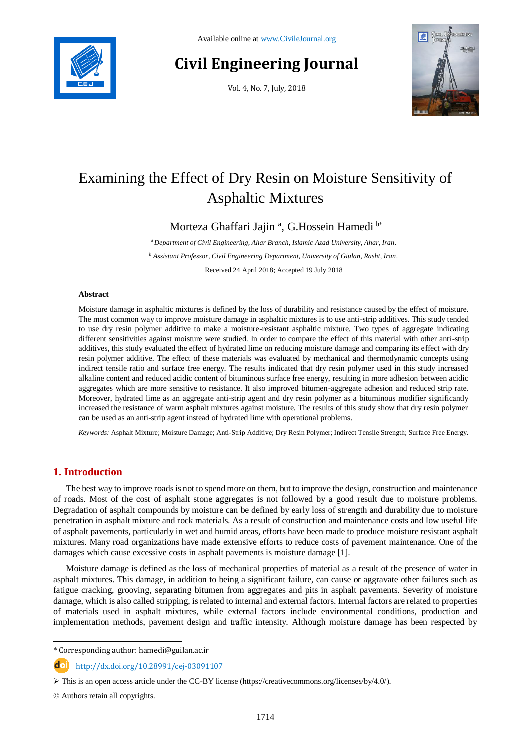# Examining the Effect of Dry Resin on Moisture Sensitivity of Asphaltic Mixtures

Morteza Ghaffari Jajin [a], G.Hossein Hamedi [b*]

[a] *Department of Civil Engineering, Ahar Branch, Islamic Azad University, Ahar, Iran.*

[b] *Assistant Professor, Civil Engineering Department, University of Giulan, Rasht, Iran.*

Received 24 April 2018; Accepted 19 July 2018

## Abstract

Moisture damage in asphaltic mixtures is defined by the loss of durability and resistance caused by the effect of moisture. The most common way to improve moisture damage in asphaltic mixtures is to use anti-strip additives. This study tended to use dry resin polymer additive to make a moisture-resistant asphaltic mixture. Two types of aggregate indicating different sensitivities against moisture were studied. In order to compare the effect of this material with other anti-strip additives, this study evaluated the effect of hydrated lime on reducing moisture damage and comparing its effect with dry resin polymer additive. The effect of these materials was evaluated by mechanical and thermodynamic concepts using indirect tensile ratio and surface free energy. The results indicated that dry resin polymer used in this study increased alkaline content and reduced acidic content of bituminous surface free energy, resulting in more adhesion between acidic aggregates which are more sensitive to resistance. It also improved bitumen-aggregate adhesion and reduced strip rate. Moreover, hydrated lime as an aggregate anti-strip agent and dry resin polymer as a bituminous modifier significantly increased the resistance of warm asphalt mixtures against moisture. The results of this study show that dry resin polymer can be used as an anti-strip agent instead of hydrated lime with operational problems.

*Keywords:* Asphalt Mixture; Moisture Damage; Anti-Strip Additive; Dry Resin Polymer; Indirect Tensile Strength; Surface Free Energy.

## 1. Introduction

The best way to improve roads is not to spend more on them, but to improve the design, construction and maintenance of roads. Most of the cost of asphalt stone aggregates is not followed by a good result due to moisture problems. Degradation of asphalt compounds by moisture can be defined by early loss of strength and durability due to moisture penetration in asphalt mixture and rock materials. As a result of construction and maintenance costs and low useful life of asphalt pavements, particularly in wet and humid areas, efforts have been made to produce moisture resistant asphalt mixtures. Many road organizations have made extensive efforts to reduce costs of pavement maintenance. One of the damages which cause excessive costs in asphalt pavements is moisture damage [1].

Moisture damage is defined as the loss of mechanical properties of material as a result of the presence of water in asphalt mixtures. This damage, in addition to being a significant failure, can cause or aggravate other failures such as fatigue cracking, grooving, separating bitumen from aggregates and pits in asphalt pavements. Severity of moisture damage, which is also called stripping, is related to internal and external factors. Internal factors are related to properties of materials used in asphalt mixtures, while external factors include environmental conditions, production and implementation methods, pavement design and traffic intensity. Although moisture damage has been respected by

---

\* Corresponding author: hamedi@guilan.ac.ir

http://dx.doi.org/10.28991/cej-03091107

➢ This is an open access article under the CC-BY license (https://creativecommons.org/licenses/by/4.0/).

© Authors retain all copyrights.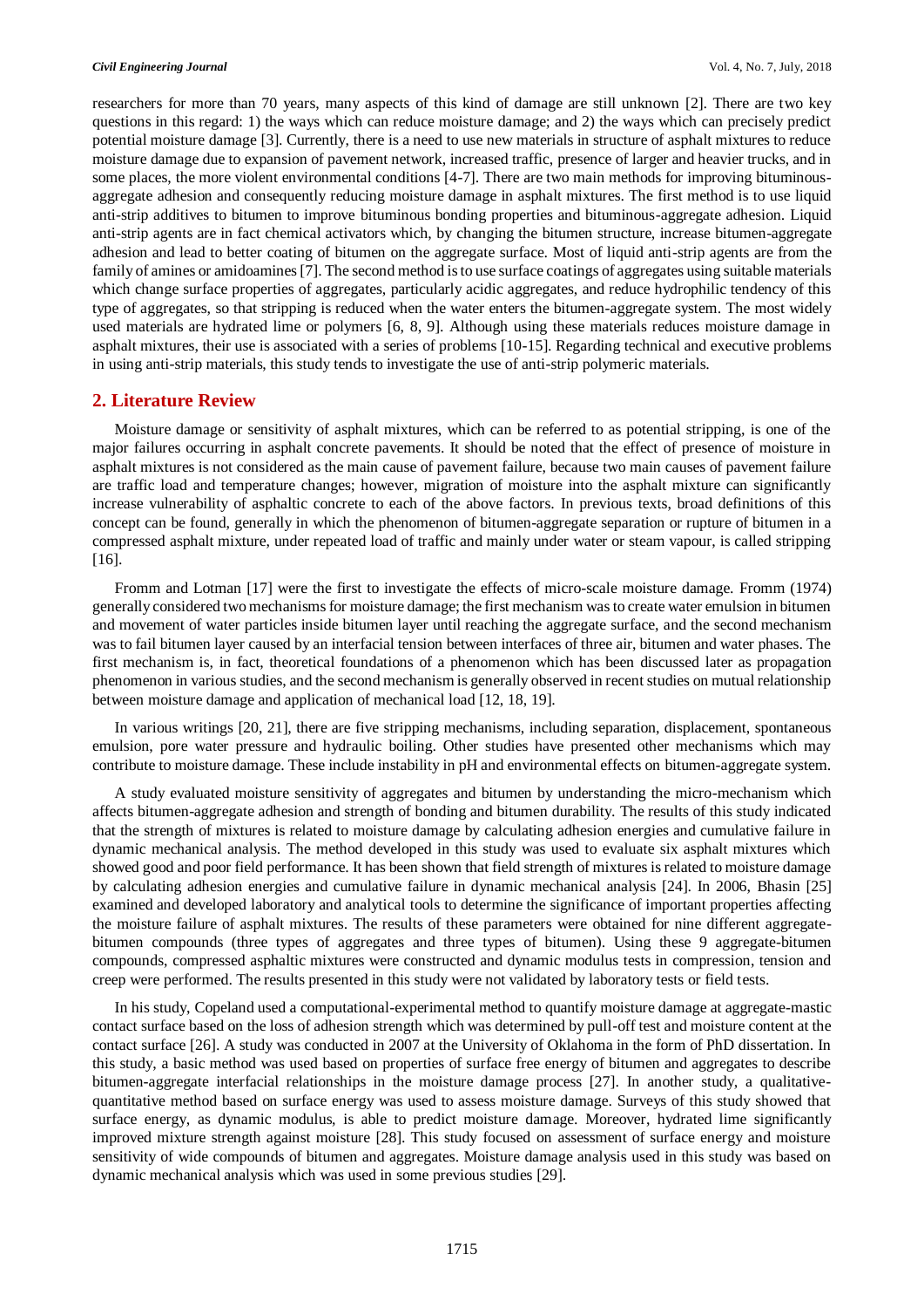researchers for more than 70 years, many aspects of this kind of damage are still unknown [2]. There are two key questions in this regard: 1) the ways which can reduce moisture damage; and 2) the ways which can precisely predict potential moisture damage [3]. Currently, there is a need to use new materials in structure of asphalt mixtures to reduce moisture damage due to expansion of pavement network, increased traffic, presence of larger and heavier trucks, and in some places, the more violent environmental conditions [4-7]. There are two main methods for improving bituminous-aggregate adhesion and consequently reducing moisture damage in asphalt mixtures. The first method is to use liquid anti-strip additives to bitumen to improve bituminous bonding properties and bituminous-aggregate adhesion. Liquid anti-strip agents are in fact chemical activators which, by changing the bitumen structure, increase bitumen-aggregate adhesion and lead to better coating of bitumen on the aggregate surface. Most of liquid anti-strip agents are from the family of amines or amidoamines [7]. The second method is to use surface coatings of aggregates using suitable materials which change surface properties of aggregates, particularly acidic aggregates, and reduce hydrophilic tendency of this type of aggregates, so that stripping is reduced when the water enters the bitumen-aggregate system. The most widely used materials are hydrated lime or polymers [6, 8, 9]. Although using these materials reduces moisture damage in asphalt mixtures, their use is associated with a series of problems [10-15]. Regarding technical and executive problems in using anti-strip materials, this study tends to investigate the use of anti-strip polymeric materials.

## 2. Literature Review

Moisture damage or sensitivity of asphalt mixtures, which can be referred to as potential stripping, is one of the major failures occurring in asphalt concrete pavements. It should be noted that the effect of presence of moisture in asphalt mixtures is not considered as the main cause of pavement failure, because two main causes of pavement failure are traffic load and temperature changes; however, migration of moisture into the asphalt mixture can significantly increase vulnerability of asphaltic concrete to each of the above factors. In previous texts, broad definitions of this concept can be found, generally in which the phenomenon of bitumen-aggregate separation or rupture of bitumen in a compressed asphalt mixture, under repeated load of traffic and mainly under water or steam vapour, is called stripping [16].

Fromm and Lotman [17] were the first to investigate the effects of micro-scale moisture damage. Fromm (1974) generally considered two mechanisms for moisture damage; the first mechanism was to create water emulsion in bitumen and movement of water particles inside bitumen layer until reaching the aggregate surface, and the second mechanism was to fail bitumen layer caused by an interfacial tension between interfaces of three air, bitumen and water phases. The first mechanism is, in fact, theoretical foundations of a phenomenon which has been discussed later as propagation phenomenon in various studies, and the second mechanism is generally observed in recent studies on mutual relationship between moisture damage and application of mechanical load [12, 18, 19].

In various writings [20, 21], there are five stripping mechanisms, including separation, displacement, spontaneous emulsion, pore water pressure and hydraulic boiling. Other studies have presented other mechanisms which may contribute to moisture damage. These include instability in pH and environmental effects on bitumen-aggregate system.

A study evaluated moisture sensitivity of aggregates and bitumen by understanding the micro-mechanism which affects bitumen-aggregate adhesion and strength of bonding and bitumen durability. The results of this study indicated that the strength of mixtures is related to moisture damage by calculating adhesion energies and cumulative failure in dynamic mechanical analysis. The method developed in this study was used to evaluate six asphalt mixtures which showed good and poor field performance. It has been shown that field strength of mixtures is related to moisture damage by calculating adhesion energies and cumulative failure in dynamic mechanical analysis [24]. In 2006, Bhasin [25] examined and developed laboratory and analytical tools to determine the significance of important properties affecting the moisture failure of asphalt mixtures. The results of these parameters were obtained for nine different aggregate-bitumen compounds (three types of aggregates and three types of bitumen). Using these 9 aggregate-bitumen compounds, compressed asphaltic mixtures were constructed and dynamic modulus tests in compression, tension and creep were performed. The results presented in this study were not validated by laboratory tests or field tests.

In his study, Copeland used a computational-experimental method to quantify moisture damage at aggregate-mastic contact surface based on the loss of adhesion strength which was determined by pull-off test and moisture content at the contact surface [26]. A study was conducted in 2007 at the University of Oklahoma in the form of PhD dissertation. In this study, a basic method was used based on properties of surface free energy of bitumen and aggregates to describe bitumen-aggregate interfacial relationships in the moisture damage process [27]. In another study, a qualitative-quantitative method based on surface energy was used to assess moisture damage. Surveys of this study showed that surface energy, as dynamic modulus, is able to predict moisture damage. Moreover, hydrated lime significantly improved mixture strength against moisture [28]. This study focused on assessment of surface energy and moisture sensitivity of wide compounds of bitumen and aggregates. Moisture damage analysis used in this study was based on dynamic mechanical analysis which was used in some previous studies [29].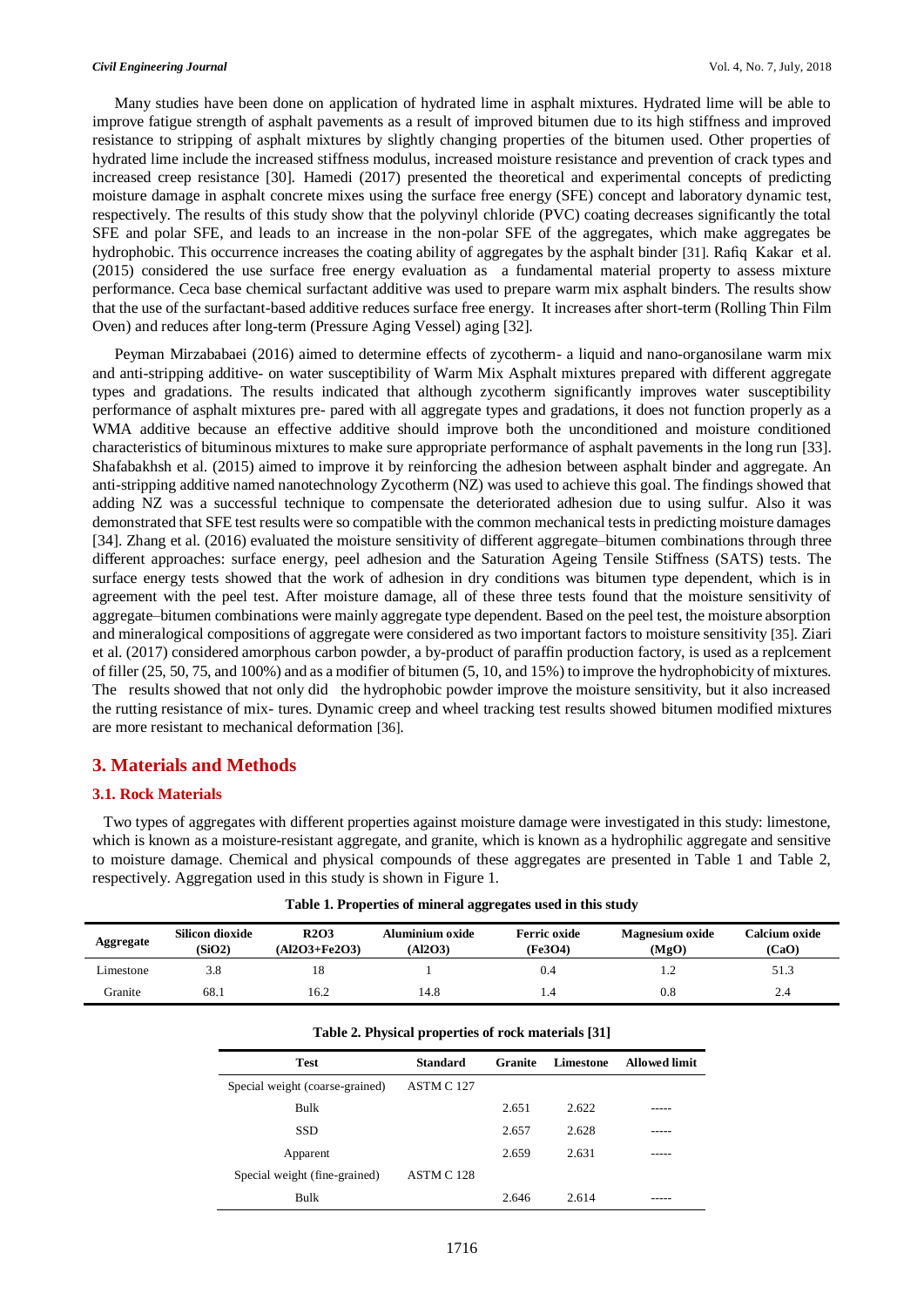Many studies have been done on application of hydrated lime in asphalt mixtures. Hydrated lime will be able to improve fatigue strength of asphalt pavements as a result of improved bitumen due to its high stiffness and improved resistance to stripping of asphalt mixtures by slightly changing properties of the bitumen used. Other properties of hydrated lime include the increased stiffness modulus, increased moisture resistance and prevention of crack types and increased creep resistance [30]. Hamedi (2017) presented the theoretical and experimental concepts of predicting moisture damage in asphalt concrete mixes using the surface free energy (SFE) concept and laboratory dynamic test, respectively. The results of this study show that the polyvinyl chloride (PVC) coating decreases significantly the total SFE and polar SFE, and leads to an increase in the non-polar SFE of the aggregates, which make aggregates be hydrophobic. This occurrence increases the coating ability of aggregates by the asphalt binder [31]. Rafiq Kakar et al. (2015) considered the use surface free energy evaluation as a fundamental material property to assess mixture performance. Ceca base chemical surfactant additive was used to prepare warm mix asphalt binders. The results show that the use of the surfactant-based additive reduces surface free energy. It increases after short-term (Rolling Thin Film Oven) and reduces after long-term (Pressure Aging Vessel) aging [32].

Peyman Mirzababaei (2016) aimed to determine effects of zycotherm- a liquid and nano-organosilane warm mix and anti-stripping additive- on water susceptibility of Warm Mix Asphalt mixtures prepared with different aggregate types and gradations. The results indicated that although zycotherm significantly improves water susceptibility performance of asphalt mixtures pre- pared with all aggregate types and gradations, it does not function properly as a WMA additive because an effective additive should improve both the unconditioned and moisture conditioned characteristics of bituminous mixtures to make sure appropriate performance of asphalt pavements in the long run [33]. Shafabakhsh et al. (2015) aimed to improve it by reinforcing the adhesion between asphalt binder and aggregate. An anti-stripping additive named nanotechnology Zycotherm (NZ) was used to achieve this goal. The findings showed that adding NZ was a successful technique to compensate the deteriorated adhesion due to using sulfur. Also it was demonstrated that SFE test results were so compatible with the common mechanical tests in predicting moisture damages [34]. Zhang et al. (2016) evaluated the moisture sensitivity of different aggregate–bitumen combinations through three different approaches: surface energy, peel adhesion and the Saturation Ageing Tensile Stiffness (SATS) tests. The surface energy tests showed that the work of adhesion in dry conditions was bitumen type dependent, which is in agreement with the peel test. After moisture damage, all of these three tests found that the moisture sensitivity of aggregate–bitumen combinations were mainly aggregate type dependent. Based on the peel test, the moisture absorption and mineralogical compositions of aggregate were considered as two important factors to moisture sensitivity [35]. Ziari et al. (2017) considered amorphous carbon powder, a by-product of paraffin production factory, is used as a replcement of filler (25, 50, 75, and 100%) and as a modifier of bitumen (5, 10, and 15%) to improve the hydrophobicity of mixtures. The results showed that not only did the hydrophobic powder improve the moisture sensitivity, but it also increased the rutting resistance of mix- tures. Dynamic creep and wheel tracking test results showed bitumen modified mixtures are more resistant to mechanical deformation [36].

## 3. Materials and Methods

### 3.1. Rock Materials

Two types of aggregates with different properties against moisture damage were investigated in this study: limestone, which is known as a moisture-resistant aggregate, and granite, which is known as a hydrophilic aggregate and sensitive to moisture damage. Chemical and physical compounds of these aggregates are presented in Table 1 and Table 2, respectively. Aggregation used in this study is shown in Figure 1.

**Table 1. Properties of mineral aggregates used in this study**

| Aggregate | Silicon dioxide ($SiO_2$) | $R_2O_3$ ($Al_2O_3+Fe_2O_3$) | Aluminium oxide ($Al_2O_3$) | Ferric oxide ($Fe_3O_4$) | Magnesium oxide (MgO) | Calcium oxide (CaO) |
|---|---|---|---|---|---|---|
| Limestone | 3.8 | 18 | 1 | 0.4 | 1.2 | 51.3 |
| Granite | 68.1 | 16.2 | 14.8 | 1.4 | 0.8 | 2.4 |

**Table 2. Physical properties of rock materials [31]**

| Test | Standard | Granite | Limestone | Allowed limit |
|---|---|---|---|---|
| Special weight (coarse-grained) | ASTM C 127 | | | |
| Bulk | | 2.651 | 2.622 | ----- |
| SSD | | 2.657 | 2.628 | ----- |
| Apparent | | 2.659 | 2.631 | ----- |
| Special weight (fine-grained) | ASTM C 128 | | | |
| Bulk | | 2.646 | 2.614 | ----- |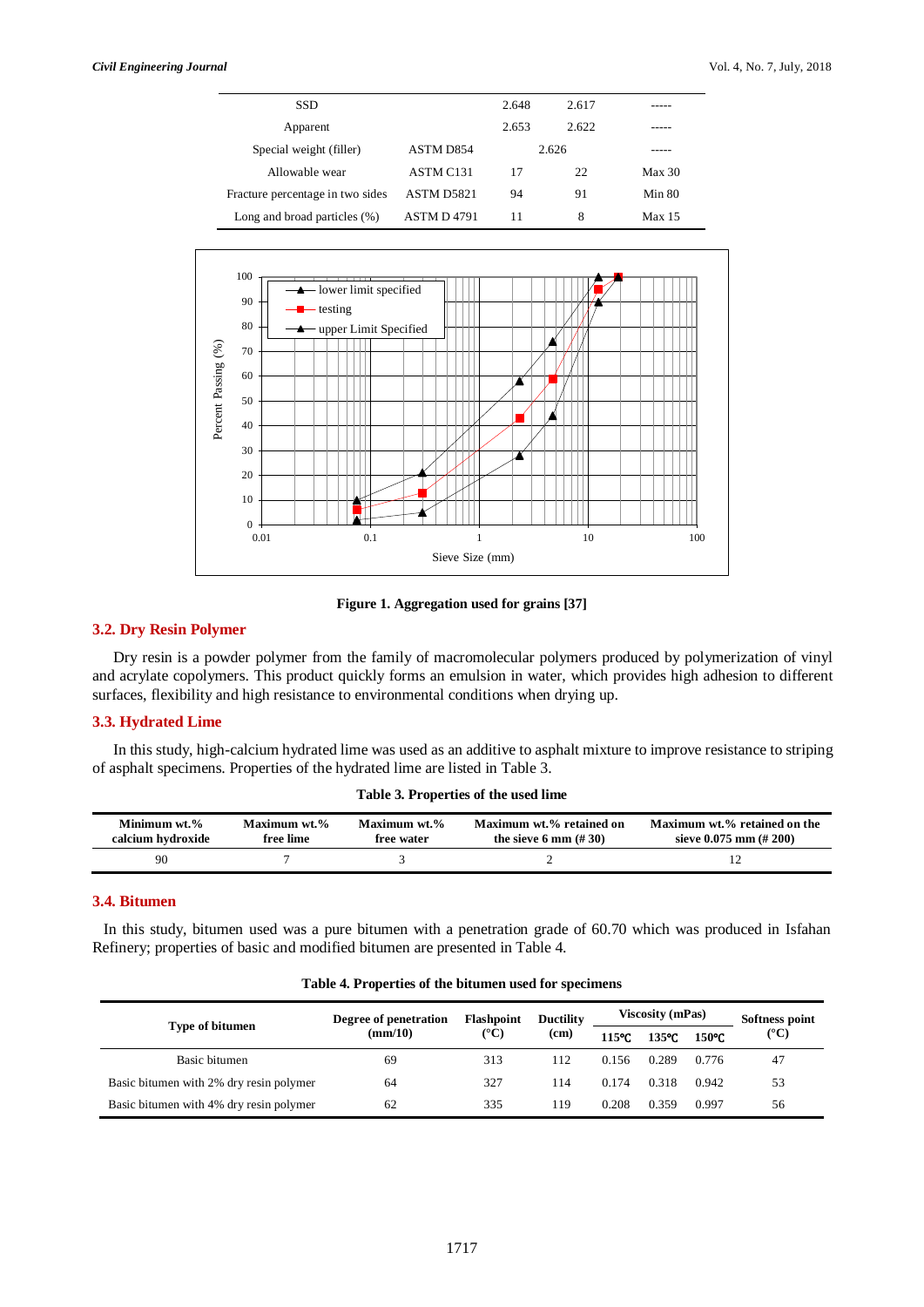| SSD | | 2.648 | 2.617 | ----- |
|---|---|---|---|---|
| Apparent | | 2.653 | 2.622 | ----- |
| Special weight (filler) | ASTM D854 | 2.626 | | ----- |
| Allowable wear | ASTM C131 | 17 | 22 | Max 30 |
| Fracture percentage in two sides | ASTM D5821 | 94 | 91 | Min 80 |
| Long and broad particles (%) | ASTM D 4791 | 11 | 8 | Max 15 |

**Figure 1. Aggregation used for grains [37]**

## 3.2. Dry Resin Polymer

Dry resin is a powder polymer from the family of macromolecular polymers produced by polymerization of vinyl and acrylate copolymers. This product quickly forms an emulsion in water, which provides high adhesion to different surfaces, flexibility and high resistance to environmental conditions when drying up.

## 3.3. Hydrated Lime

In this study, high-calcium hydrated lime was used as an additive to asphalt mixture to improve resistance to striping of asphalt specimens. Properties of the hydrated lime are listed in Table 3.

**Table 3. Properties of the used lime**

| Minimum wt.% calcium hydroxide | Maximum wt.% free lime | Maximum wt.% free water | Maximum wt.% retained on the sieve 6 mm (# 30) | Maximum wt.% retained on the sieve 0.075 mm (# 200) |
|---|---|---|---|---|
| 90 | 7 | 3 | 2 | 12 |

## 3.4. Bitumen

In this study, bitumen used was a pure bitumen with a penetration grade of 60.70 which was produced in Isfahan Refinery; properties of basic and modified bitumen are presented in Table 4.

**Table 4. Properties of the bitumen used for specimens**

| Type of bitumen | Degree of penetration (mm/10) | Flashpoint (°C) | Ductility (cm) | Viscosity (mPas) | | | Softness point (°C) |
|---|---|---|---|---|---|---|---|
| | | | | 115°C | 135°C | 150°C | |
| Basic bitumen | 69 | 313 | 112 | 0.156 | 0.289 | 0.776 | 47 |
| Basic bitumen with 2% dry resin polymer | 64 | 327 | 114 | 0.174 | 0.318 | 0.942 | 53 |
| Basic bitumen with 4% dry resin polymer | 62 | 335 | 119 | 0.208 | 0.359 | 0.997 | 56 |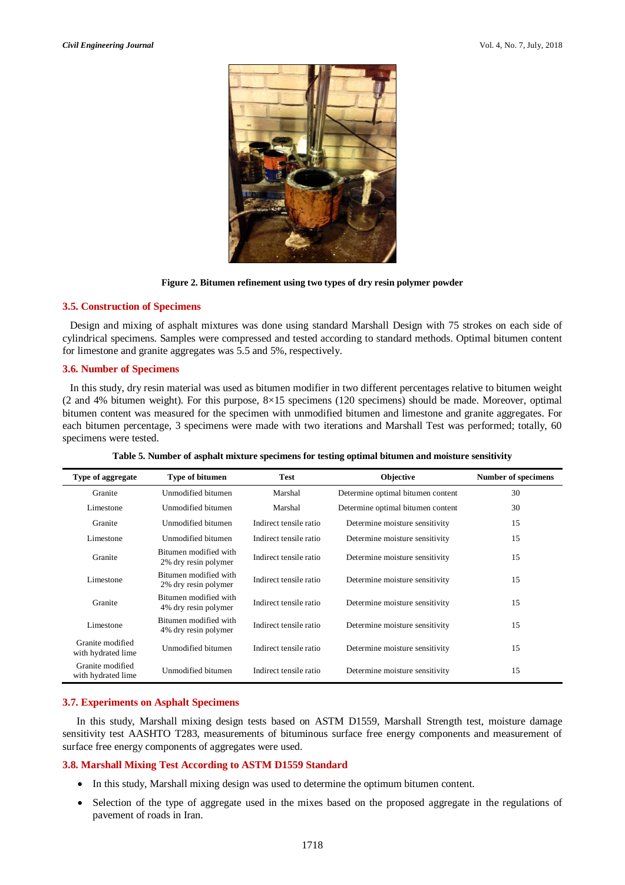**Figure 2. Bitumen refinement using two types of dry resin polymer powder**

### 3.5. Construction of Specimens

Design and mixing of asphalt mixtures was done using standard Marshall Design with 75 strokes on each side of cylindrical specimens. Samples were compressed and tested according to standard methods. Optimal bitumen content for limestone and granite aggregates was 5.5 and 5%, respectively.

### 3.6. Number of Specimens

In this study, dry resin material was used as bitumen modifier in two different percentages relative to bitumen weight (2 and 4% bitumen weight). For this purpose, 8×15 specimens (120 specimens) should be made. Moreover, optimal bitumen content was measured for the specimen with unmodified bitumen and limestone and granite aggregates. For each bitumen percentage, 3 specimens were made with two iterations and Marshall Test was performed; totally, 60 specimens were tested.

**Table 5. Number of asphalt mixture specimens for testing optimal bitumen and moisture sensitivity**

| Type of aggregate | Type of bitumen | Test | Objective | Number of specimens |
|---|---|---|---|---|
| Granite | Unmodified bitumen | Marshal | Determine optimal bitumen content | 30 |
| Limestone | Unmodified bitumen | Marshal | Determine optimal bitumen content | 30 |
| Granite | Unmodified bitumen | Indirect tensile ratio | Determine moisture sensitivity | 15 |
| Limestone | Unmodified bitumen | Indirect tensile ratio | Determine moisture sensitivity | 15 |
| Granite | Bitumen modified with 2% dry resin polymer | Indirect tensile ratio | Determine moisture sensitivity | 15 |
| Limestone | Bitumen modified with 2% dry resin polymer | Indirect tensile ratio | Determine moisture sensitivity | 15 |
| Granite | Bitumen modified with 4% dry resin polymer | Indirect tensile ratio | Determine moisture sensitivity | 15 |
| Limestone | Bitumen modified with 4% dry resin polymer | Indirect tensile ratio | Determine moisture sensitivity | 15 |
| Granite modified with hydrated lime | Unmodified bitumen | Indirect tensile ratio | Determine moisture sensitivity | 15 |
| Granite modified with hydrated lime | Unmodified bitumen | Indirect tensile ratio | Determine moisture sensitivity | 15 |

### 3.7. Experiments on Asphalt Specimens

In this study, Marshall mixing design tests based on ASTM D1559, Marshall Strength test, moisture damage sensitivity test AASHTO T283, measurements of bituminous surface free energy components and measurement of surface free energy components of aggregates were used.

### 3.8. Marshall Mixing Test According to ASTM D1559 Standard

- In this study, Marshall mixing design was used to determine the optimum bitumen content.
- Selection of the type of aggregate used in the mixes based on the proposed aggregate in the regulations of pavement of roads in Iran.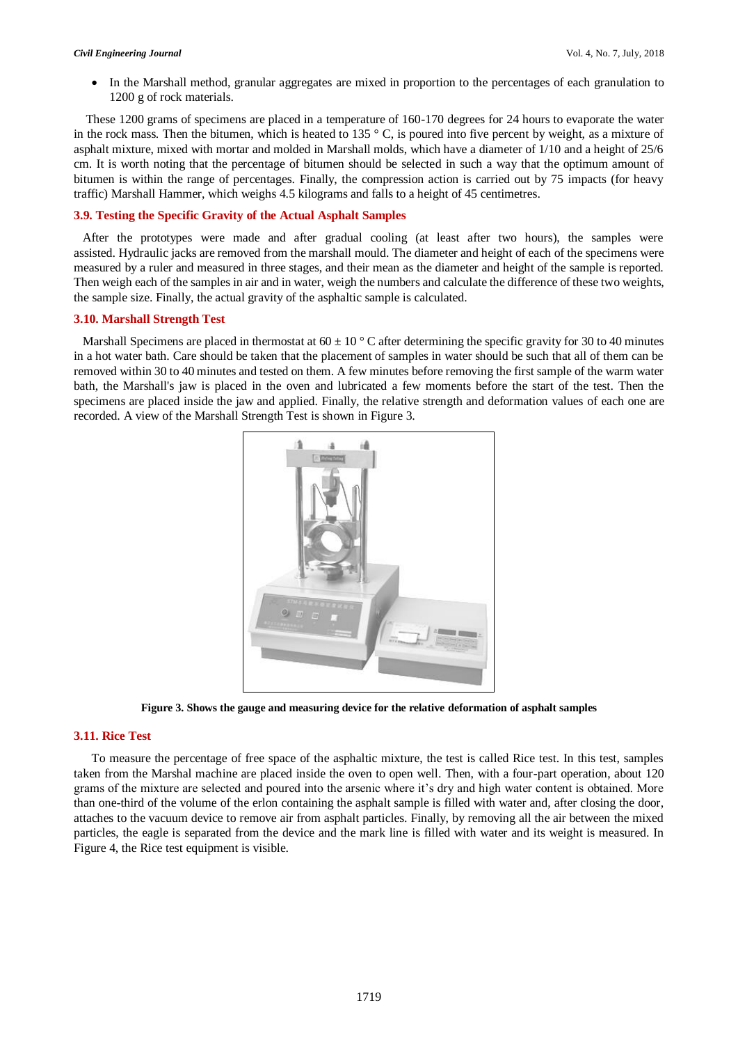- In the Marshall method, granular aggregates are mixed in proportion to the percentages of each granulation to 1200 g of rock materials.

These 1200 grams of specimens are placed in a temperature of 160-170 degrees for 24 hours to evaporate the water in the rock mass. Then the bitumen, which is heated to 135 ° C, is poured into five percent by weight, as a mixture of asphalt mixture, mixed with mortar and molded in Marshall molds, which have a diameter of 1/10 and a height of 25/6 cm. It is worth noting that the percentage of bitumen should be selected in such a way that the optimum amount of bitumen is within the range of percentages. Finally, the compression action is carried out by 75 impacts (for heavy traffic) Marshall Hammer, which weighs 4.5 kilograms and falls to a height of 45 centimetres.

### 3.9. Testing the Specific Gravity of the Actual Asphalt Samples

After the prototypes were made and after gradual cooling (at least after two hours), the samples were assisted. Hydraulic jacks are removed from the marshall mould. The diameter and height of each of the specimens were measured by a ruler and measured in three stages, and their mean as the diameter and height of the sample is reported. Then weigh each of the samples in air and in water, weigh the numbers and calculate the difference of these two weights, the sample size. Finally, the actual gravity of the asphaltic sample is calculated.

### 3.10. Marshall Strength Test

Marshall Specimens are placed in thermostat at 60 ± 10 ° C after determining the specific gravity for 30 to 40 minutes in a hot water bath. Care should be taken that the placement of samples in water should be such that all of them can be removed within 30 to 40 minutes and tested on them. A few minutes before removing the first sample of the warm water bath, the Marshall's jaw is placed in the oven and lubricated a few moments before the start of the test. Then the specimens are placed inside the jaw and applied. Finally, the relative strength and deformation values of each one are recorded. A view of the Marshall Strength Test is shown in Figure 3.

**Figure 3. Shows the gauge and measuring device for the relative deformation of asphalt samples**

### 3.11. Rice Test

To measure the percentage of free space of the asphaltic mixture, the test is called Rice test. In this test, samples taken from the Marshal machine are placed inside the oven to open well. Then, with a four-part operation, about 120 grams of the mixture are selected and poured into the arsenic where it's dry and high water content is obtained. More than one-third of the volume of the erlon containing the asphalt sample is filled with water and, after closing the door, attaches to the vacuum device to remove air from asphalt particles. Finally, by removing all the air between the mixed particles, the eagle is separated from the device and the mark line is filled with water and its weight is measured. In Figure 4, the Rice test equipment is visible.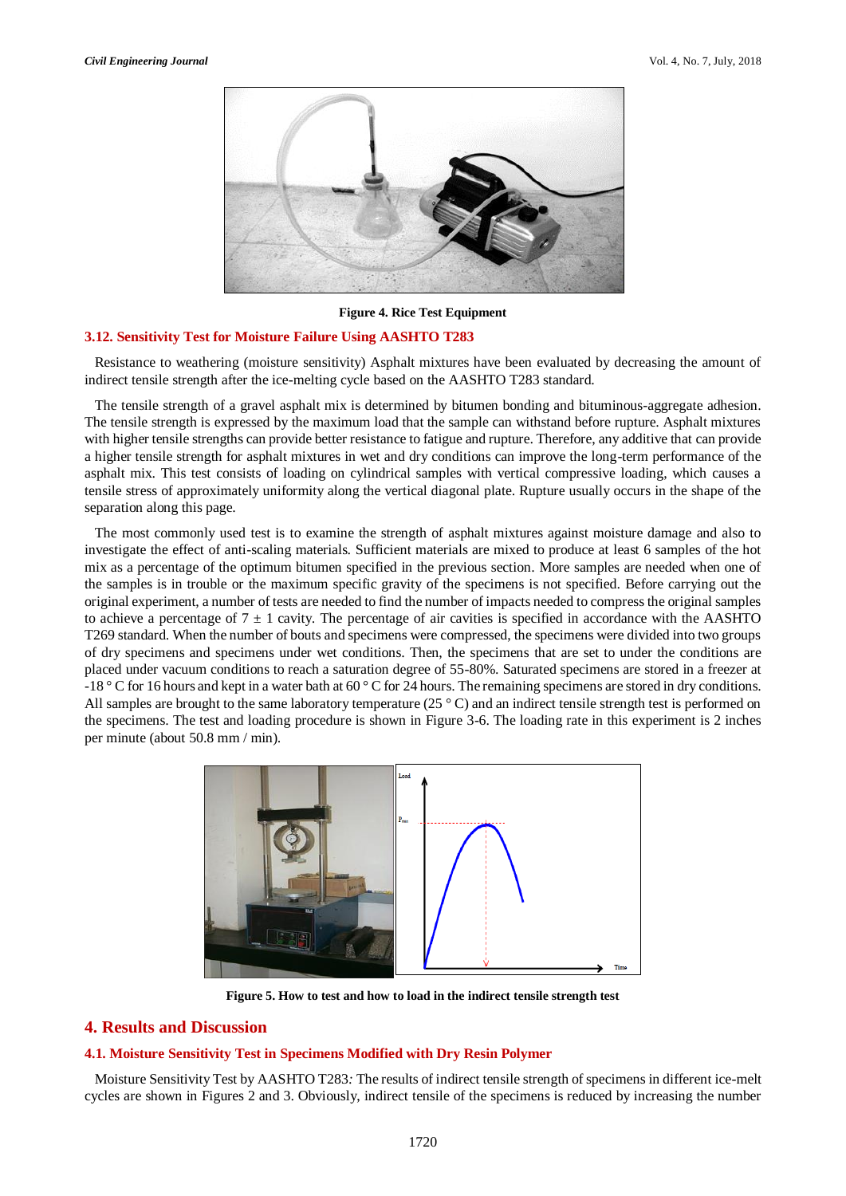Figure 4. Rice Test Equipment

### 3.12. Sensitivity Test for Moisture Failure Using AASHTO T283

Resistance to weathering (moisture sensitivity) Asphalt mixtures have been evaluated by decreasing the amount of indirect tensile strength after the ice-melting cycle based on the AASHTO T283 standard.

The tensile strength of a gravel asphalt mix is determined by bitumen bonding and bituminous-aggregate adhesion. The tensile strength is expressed by the maximum load that the sample can withstand before rupture. Asphalt mixtures with higher tensile strengths can provide better resistance to fatigue and rupture. Therefore, any additive that can provide a higher tensile strength for asphalt mixtures in wet and dry conditions can improve the long-term performance of the asphalt mix. This test consists of loading on cylindrical samples with vertical compressive loading, which causes a tensile stress of approximately uniformity along the vertical diagonal plate. Rupture usually occurs in the shape of the separation along this page.

The most commonly used test is to examine the strength of asphalt mixtures against moisture damage and also to investigate the effect of anti-scaling materials. Sufficient materials are mixed to produce at least 6 samples of the hot mix as a percentage of the optimum bitumen specified in the previous section. More samples are needed when one of the samples is in trouble or the maximum specific gravity of the specimens is not specified. Before carrying out the original experiment, a number of tests are needed to find the number of impacts needed to compress the original samples to achieve a percentage of 7 ± 1 cavity. The percentage of air cavities is specified in accordance with the AASHTO T269 standard. When the number of bouts and specimens were compressed, the specimens were divided into two groups of dry specimens and specimens under wet conditions. Then, the specimens that are set to under the conditions are placed under vacuum conditions to reach a saturation degree of 55-80%. Saturated specimens are stored in a freezer at -18 ° C for 16 hours and kept in a water bath at 60 ° C for 24 hours. The remaining specimens are stored in dry conditions. All samples are brought to the same laboratory temperature (25 ° C) and an indirect tensile strength test is performed on the specimens. The test and loading procedure is shown in Figure 3-6. The loading rate in this experiment is 2 inches per minute (about 50.8 mm / min).

Figure 5. How to test and how to load in the indirect tensile strength test

## 4. Results and Discussion

### 4.1. Moisture Sensitivity Test in Specimens Modified with Dry Resin Polymer

Moisture Sensitivity Test by AASHTO T283*:* The results of indirect tensile strength of specimens in different ice-melt cycles are shown in Figures 2 and 3. Obviously, indirect tensile of the specimens is reduced by increasing the number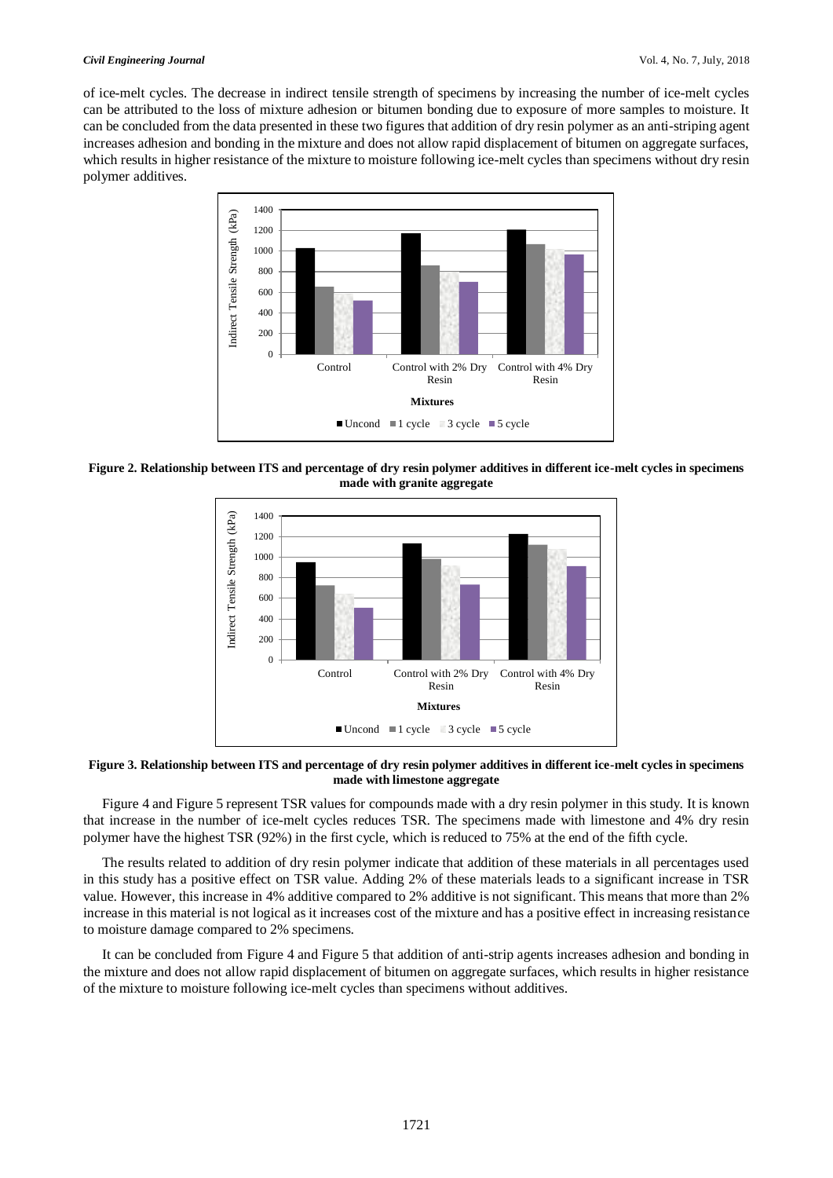of ice-melt cycles. The decrease in indirect tensile strength of specimens by increasing the number of ice-melt cycles can be attributed to the loss of mixture adhesion or bitumen bonding due to exposure of more samples to moisture. It can be concluded from the data presented in these two figures that addition of dry resin polymer as an anti-striping agent increases adhesion and bonding in the mixture and does not allow rapid displacement of bitumen on aggregate surfaces, which results in higher resistance of the mixture to moisture following ice-melt cycles than specimens without dry resin polymer additives.

**Figure 2. Relationship between ITS and percentage of dry resin polymer additives in different ice-melt cycles in specimens made with granite aggregate**

**Figure 3. Relationship between ITS and percentage of dry resin polymer additives in different ice-melt cycles in specimens made with limestone aggregate**

Figure 4 and Figure 5 represent TSR values for compounds made with a dry resin polymer in this study. It is known that increase in the number of ice-melt cycles reduces TSR. The specimens made with limestone and 4% dry resin polymer have the highest TSR (92%) in the first cycle, which is reduced to 75% at the end of the fifth cycle.

The results related to addition of dry resin polymer indicate that addition of these materials in all percentages used in this study has a positive effect on TSR value. Adding 2% of these materials leads to a significant increase in TSR value. However, this increase in 4% additive compared to 2% additive is not significant. This means that more than 2% increase in this material is not logical as it increases cost of the mixture and has a positive effect in increasing resistance to moisture damage compared to 2% specimens.

It can be concluded from Figure 4 and Figure 5 that addition of anti-strip agents increases adhesion and bonding in the mixture and does not allow rapid displacement of bitumen on aggregate surfaces, which results in higher resistance of the mixture to moisture following ice-melt cycles than specimens without additives.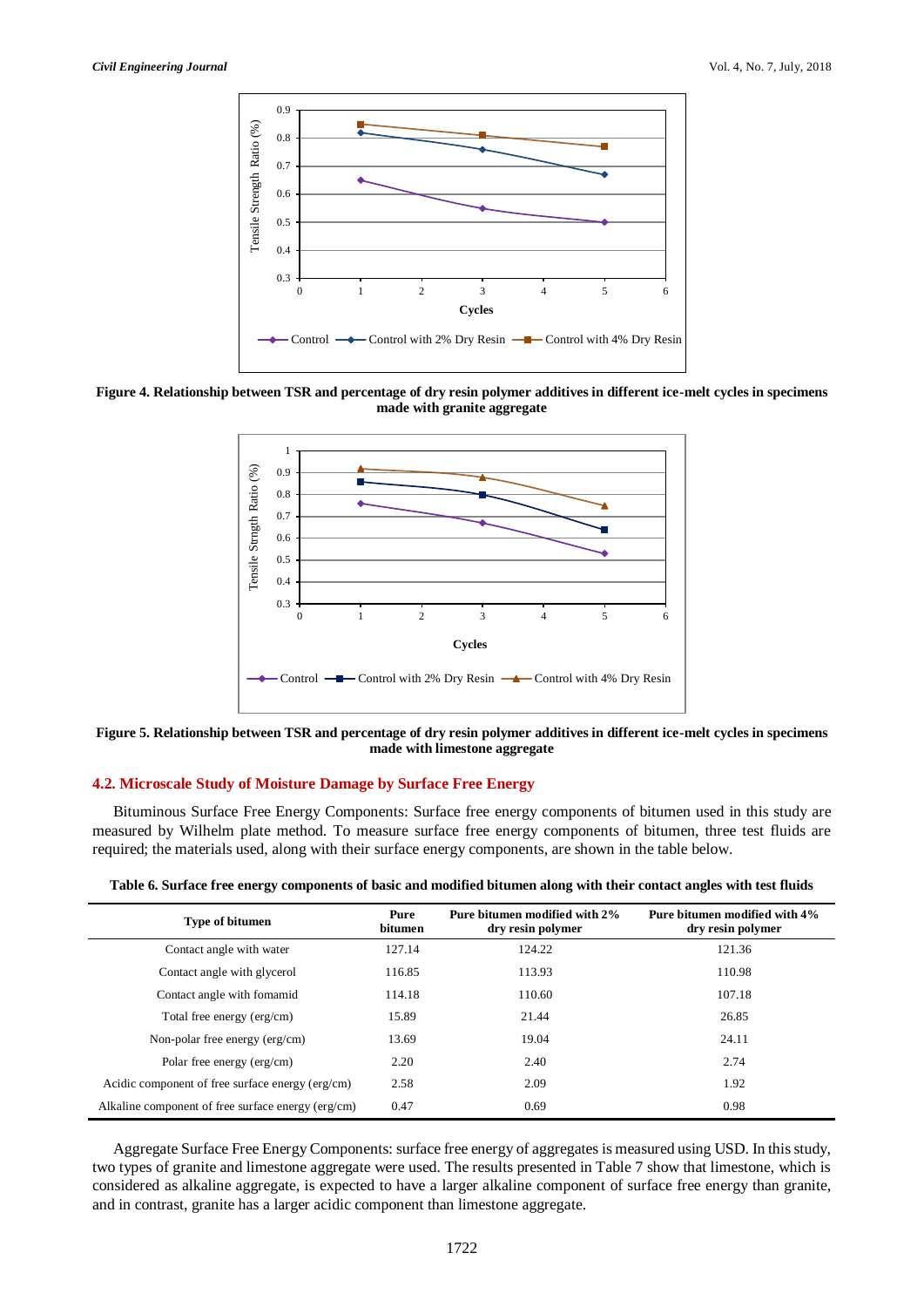**Figure 4. Relationship between TSR and percentage of dry resin polymer additives in different ice-melt cycles in specimens made with granite aggregate**

**Figure 5. Relationship between TSR and percentage of dry resin polymer additives in different ice-melt cycles in specimens made with limestone aggregate**

### 4.2. Microscale Study of Moisture Damage by Surface Free Energy

Bituminous Surface Free Energy Components: Surface free energy components of bitumen used in this study are measured by Wilhelm plate method. To measure surface free energy components of bitumen, three test fluids are required; the materials used, along with their surface energy components, are shown in the table below.

**Table 6. Surface free energy components of basic and modified bitumen along with their contact angles with test fluids**

| Type of bitumen | Pure bitumen | Pure bitumen modified with 2% dry resin polymer | Pure bitumen modified with 4% dry resin polymer |
|---|---|---|---|
| Contact angle with water | 127.14 | 124.22 | 121.36 |
| Contact angle with glycerol | 116.85 | 113.93 | 110.98 |
| Contact angle with fomamid | 114.18 | 110.60 | 107.18 |
| Total free energy (erg/cm) | 15.89 | 21.44 | 26.85 |
| Non-polar free energy (erg/cm) | 13.69 | 19.04 | 24.11 |
| Polar free energy (erg/cm) | 2.20 | 2.40 | 2.74 |
| Acidic component of free surface energy (erg/cm) | 2.58 | 2.09 | 1.92 |
| Alkaline component of free surface energy (erg/cm) | 0.47 | 0.69 | 0.98 |

Aggregate Surface Free Energy Components: surface free energy of aggregates is measured using USD. In this study, two types of granite and limestone aggregate were used. The results presented in Table 7 show that limestone, which is considered as alkaline aggregate, is expected to have a larger alkaline component of surface free energy than granite, and in contrast, granite has a larger acidic component than limestone aggregate.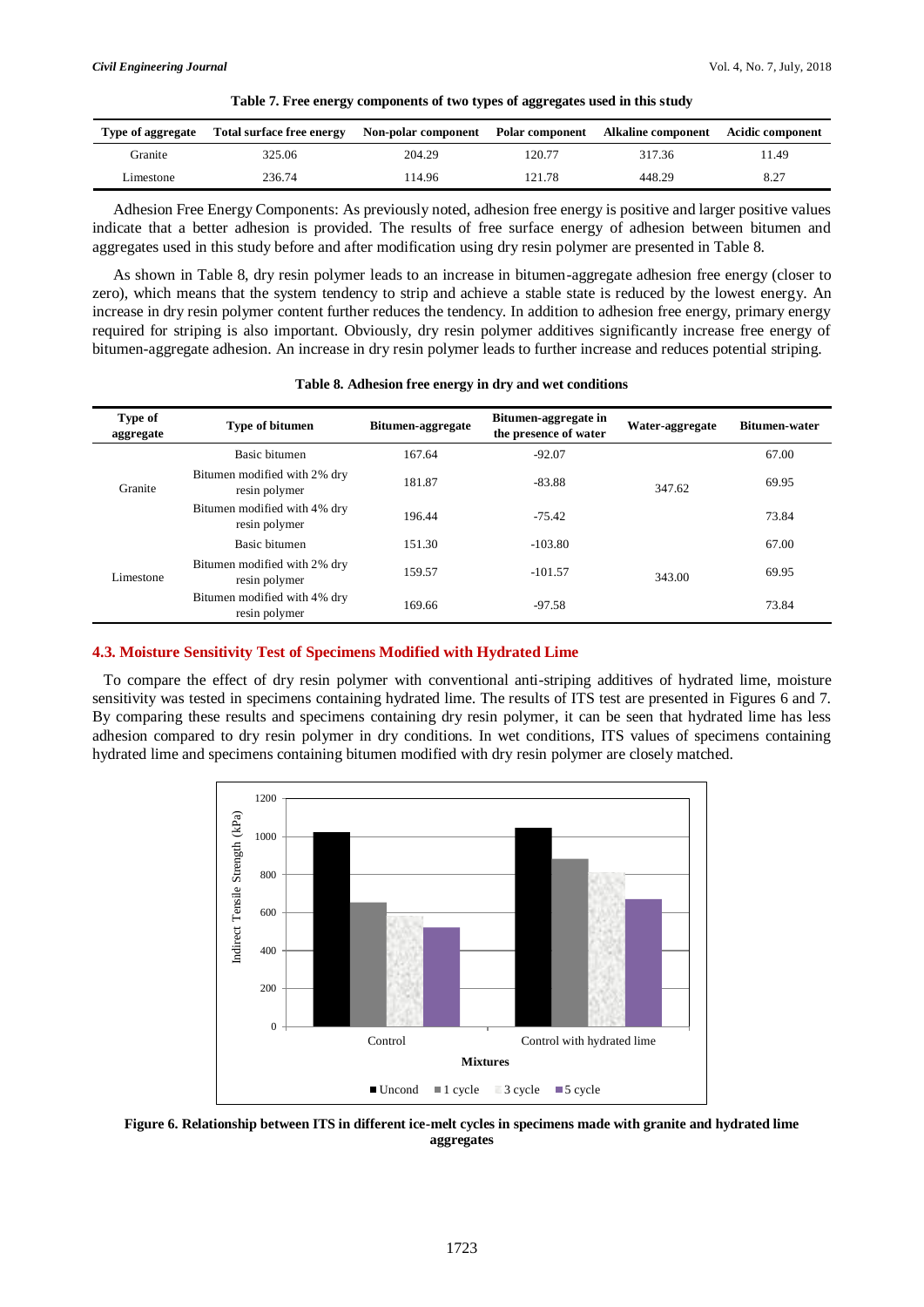**Table 7. Free energy components of two types of aggregates used in this study**

| Type of aggregate | Total surface free energy | Non-polar component | Polar component | Alkaline component | Acidic component |
|---|---|---|---|---|---|
| Granite | 325.06 | 204.29 | 120.77 | 317.36 | 11.49 |
| Limestone | 236.74 | 114.96 | 121.78 | 448.29 | 8.27 |

Adhesion Free Energy Components: As previously noted, adhesion free energy is positive and larger positive values indicate that a better adhesion is provided. The results of free surface energy of adhesion between bitumen and aggregates used in this study before and after modification using dry resin polymer are presented in Table 8.

As shown in Table 8, dry resin polymer leads to an increase in bitumen-aggregate adhesion free energy (closer to zero), which means that the system tendency to strip and achieve a stable state is reduced by the lowest energy. An increase in dry resin polymer content further reduces the tendency. In addition to adhesion free energy, primary energy required for striping is also important. Obviously, dry resin polymer additives significantly increase free energy of bitumen-aggregate adhesion. An increase in dry resin polymer leads to further increase and reduces potential striping.

**Table 8. Adhesion free energy in dry and wet conditions**

| Type of aggregate | Type of bitumen | Bitumen-aggregate | Bitumen-aggregate in the presence of water | Water-aggregate | Bitumen-water |
|---|---|---|---|---|---|
| Granite | Basic bitumen | 167.64 | -92.07 | 347.62 | 67.00 |
| | Bitumen modified with 2% dry resin polymer | 181.87 | -83.88 | | 69.95 |
| | Bitumen modified with 4% dry resin polymer | 196.44 | -75.42 | | 73.84 |
| Limestone | Basic bitumen | 151.30 | -103.80 | 343.00 | 67.00 |
| | Bitumen modified with 2% dry resin polymer | 159.57 | -101.57 | | 69.95 |
| | Bitumen modified with 4% dry resin polymer | 169.66 | -97.58 | | 73.84 |

### 4.3. Moisture Sensitivity Test of Specimens Modified with Hydrated Lime

To compare the effect of dry resin polymer with conventional anti-striping additives of hydrated lime, moisture sensitivity was tested in specimens containing hydrated lime. The results of ITS test are presented in Figures 6 and 7. By comparing these results and specimens containing dry resin polymer, it can be seen that hydrated lime has less adhesion compared to dry resin polymer in dry conditions. In wet conditions, ITS values of specimens containing hydrated lime and specimens containing bitumen modified with dry resin polymer are closely matched.

**Figure 6. Relationship between ITS in different ice-melt cycles in specimens made with granite and hydrated lime aggregates**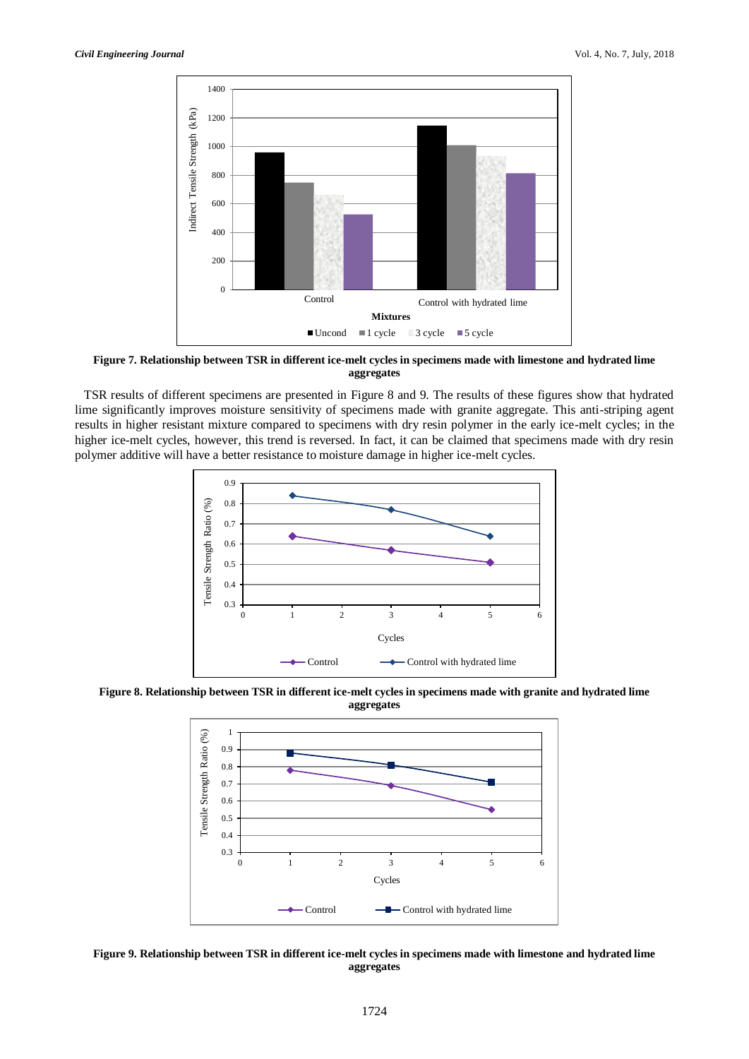**Figure 7. Relationship between TSR in different ice-melt cycles in specimens made with limestone and hydrated lime aggregates**

TSR results of different specimens are presented in Figure 8 and 9. The results of these figures show that hydrated lime significantly improves moisture sensitivity of specimens made with granite aggregate. This anti-striping agent results in higher resistant mixture compared to specimens with dry resin polymer in the early ice-melt cycles; in the higher ice-melt cycles, however, this trend is reversed. In fact, it can be claimed that specimens made with dry resin polymer additive will have a better resistance to moisture damage in higher ice-melt cycles.

**Figure 8. Relationship between TSR in different ice-melt cycles in specimens made with granite and hydrated lime aggregates**

**Figure 9. Relationship between TSR in different ice-melt cycles in specimens made with limestone and hydrated lime aggregates**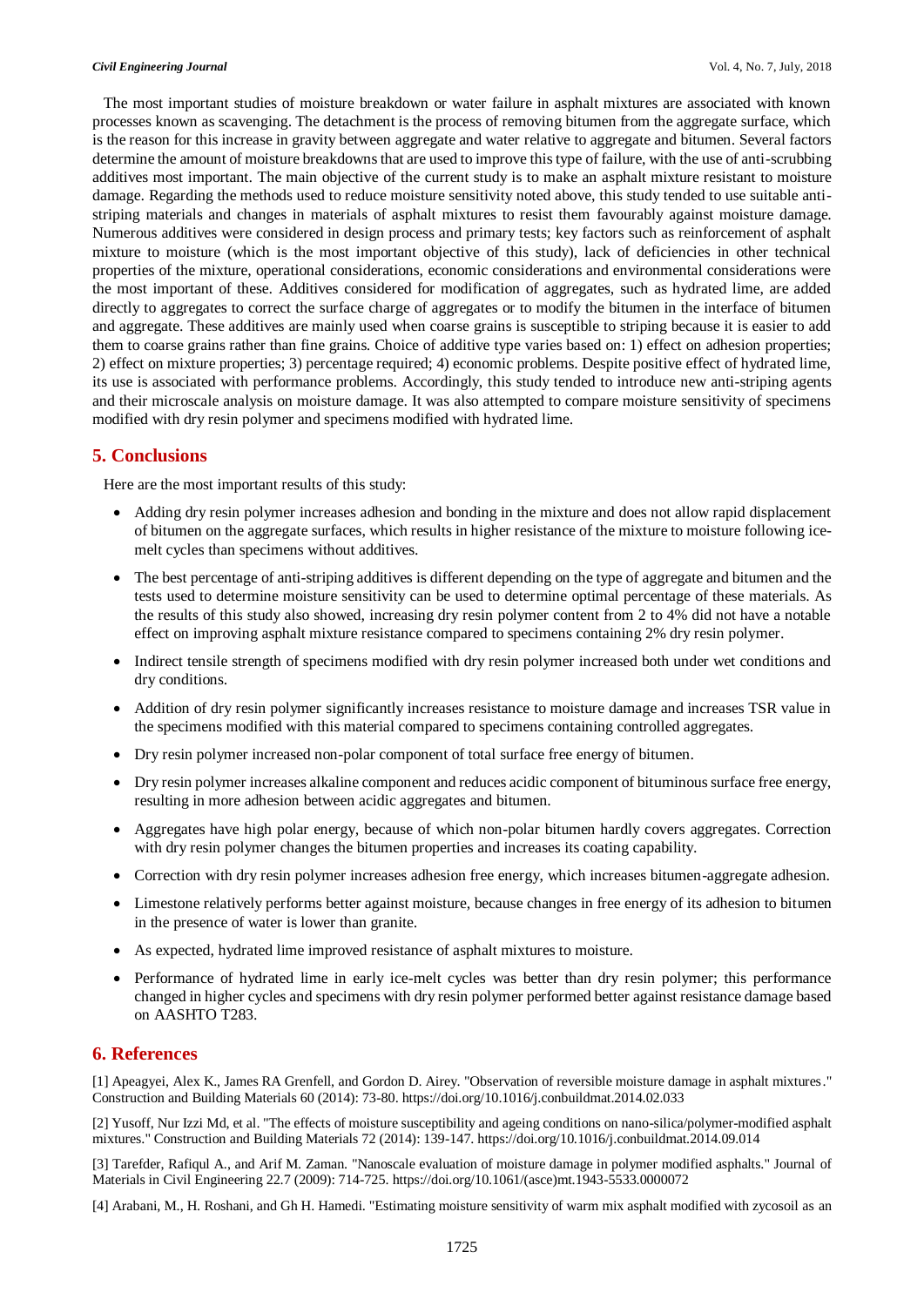The most important studies of moisture breakdown or water failure in asphalt mixtures are associated with known processes known as scavenging. The detachment is the process of removing bitumen from the aggregate surface, which is the reason for this increase in gravity between aggregate and water relative to aggregate and bitumen. Several factors determine the amount of moisture breakdowns that are used to improve this type of failure, with the use of anti-scrubbing additives most important. The main objective of the current study is to make an asphalt mixture resistant to moisture damage. Regarding the methods used to reduce moisture sensitivity noted above, this study tended to use suitable anti-striping materials and changes in materials of asphalt mixtures to resist them favourably against moisture damage. Numerous additives were considered in design process and primary tests; key factors such as reinforcement of asphalt mixture to moisture (which is the most important objective of this study), lack of deficiencies in other technical properties of the mixture, operational considerations, economic considerations and environmental considerations were the most important of these. Additives considered for modification of aggregates, such as hydrated lime, are added directly to aggregates to correct the surface charge of aggregates or to modify the bitumen in the interface of bitumen and aggregate. These additives are mainly used when coarse grains is susceptible to striping because it is easier to add them to coarse grains rather than fine grains. Choice of additive type varies based on: 1) effect on adhesion properties; 2) effect on mixture properties; 3) percentage required; 4) economic problems. Despite positive effect of hydrated lime, its use is associated with performance problems. Accordingly, this study tended to introduce new anti-striping agents and their microscale analysis on moisture damage. It was also attempted to compare moisture sensitivity of specimens modified with dry resin polymer and specimens modified with hydrated lime.

## 5. Conclusions

Here are the most important results of this study:

- Adding dry resin polymer increases adhesion and bonding in the mixture and does not allow rapid displacement of bitumen on the aggregate surfaces, which results in higher resistance of the mixture to moisture following ice-melt cycles than specimens without additives.
- The best percentage of anti-striping additives is different depending on the type of aggregate and bitumen and the tests used to determine moisture sensitivity can be used to determine optimal percentage of these materials. As the results of this study also showed, increasing dry resin polymer content from 2 to 4% did not have a notable effect on improving asphalt mixture resistance compared to specimens containing 2% dry resin polymer.
- Indirect tensile strength of specimens modified with dry resin polymer increased both under wet conditions and dry conditions.
- Addition of dry resin polymer significantly increases resistance to moisture damage and increases TSR value in the specimens modified with this material compared to specimens containing controlled aggregates.
- Dry resin polymer increased non-polar component of total surface free energy of bitumen.
- Dry resin polymer increases alkaline component and reduces acidic component of bituminous surface free energy, resulting in more adhesion between acidic aggregates and bitumen.
- Aggregates have high polar energy, because of which non-polar bitumen hardly covers aggregates. Correction with dry resin polymer changes the bitumen properties and increases its coating capability.
- Correction with dry resin polymer increases adhesion free energy, which increases bitumen-aggregate adhesion.
- Limestone relatively performs better against moisture, because changes in free energy of its adhesion to bitumen in the presence of water is lower than granite.
- As expected, hydrated lime improved resistance of asphalt mixtures to moisture.
- Performance of hydrated lime in early ice-melt cycles was better than dry resin polymer; this performance changed in higher cycles and specimens with dry resin polymer performed better against resistance damage based on AASHTO T283.

## 6. References

[1] Apeagyei, Alex K., James RA Grenfell, and Gordon D. Airey. "Observation of reversible moisture damage in asphalt mixtures." Construction and Building Materials 60 (2014): 73-80. https://doi.org/10.1016/j.conbuildmat.2014.02.033

[2] Yusoff, Nur Izzi Md, et al. "The effects of moisture susceptibility and ageing conditions on nano-silica/polymer-modified asphalt mixtures." Construction and Building Materials 72 (2014): 139-147. https://doi.org/10.1016/j.conbuildmat.2014.09.014

[3] Tarefder, Rafiqul A., and Arif M. Zaman. "Nanoscale evaluation of moisture damage in polymer modified asphalts." Journal of Materials in Civil Engineering 22.7 (2009): 714-725. https://doi.org/10.1061/(asce)mt.1943-5533.0000072

[4] Arabani, M., H. Roshani, and Gh H. Hamedi. "Estimating moisture sensitivity of warm mix asphalt modified with zycosoil as an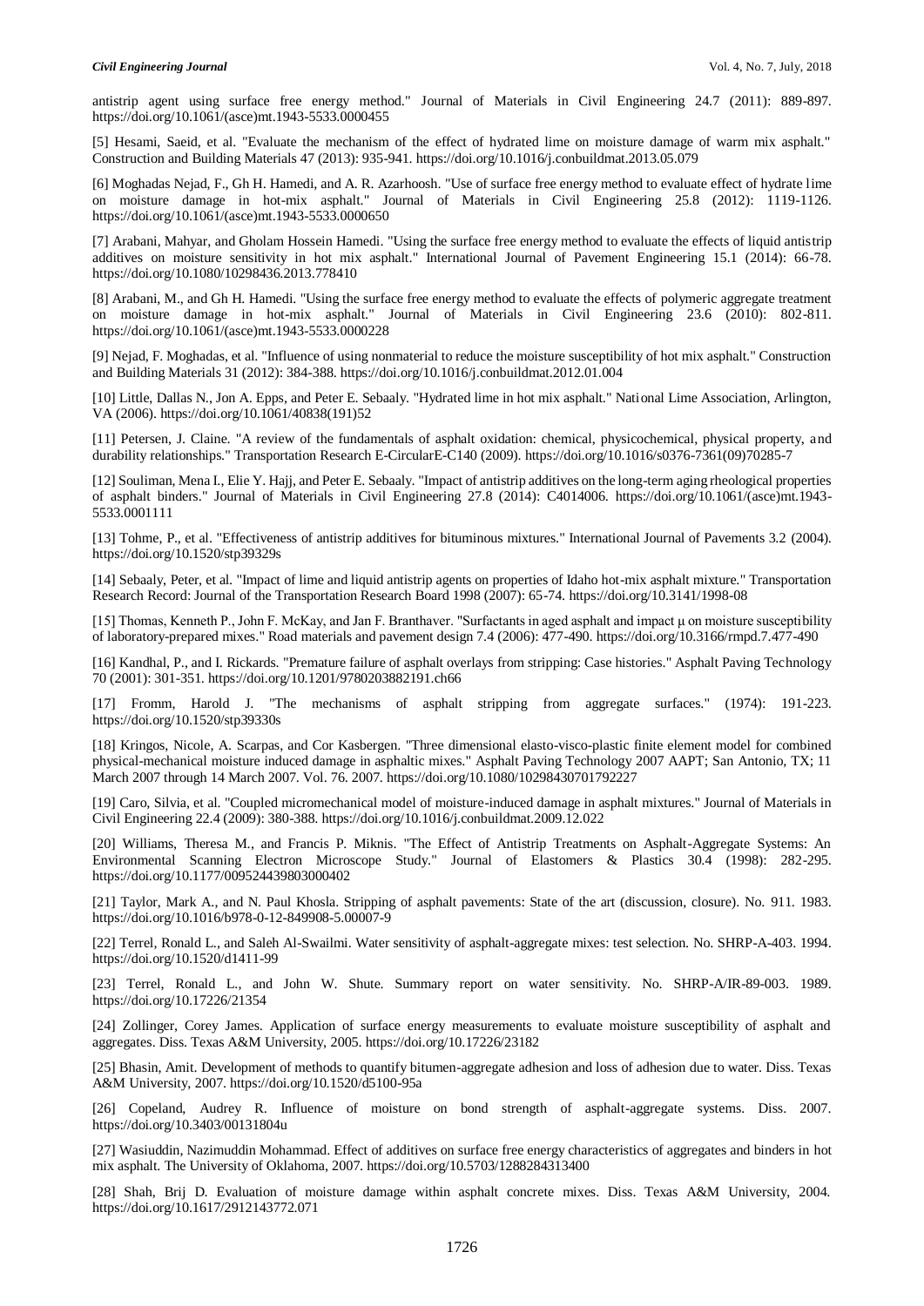antistrip agent using surface free energy method." Journal of Materials in Civil Engineering 24.7 (2011): 889-897. https://doi.org/10.1061/(asce)mt.1943-5533.0000455

[5] Hesami, Saeid, et al. "Evaluate the mechanism of the effect of hydrated lime on moisture damage of warm mix asphalt." Construction and Building Materials 47 (2013): 935-941. https://doi.org/10.1016/j.conbuildmat.2013.05.079

[6] Moghadas Nejad, F., Gh H. Hamedi, and A. R. Azarhoosh. "Use of surface free energy method to evaluate effect of hydrate lime on moisture damage in hot-mix asphalt." Journal of Materials in Civil Engineering 25.8 (2012): 1119-1126. https://doi.org/10.1061/(asce)mt.1943-5533.0000650

[7] Arabani, Mahyar, and Gholam Hossein Hamedi. "Using the surface free energy method to evaluate the effects of liquid antistrip additives on moisture sensitivity in hot mix asphalt." International Journal of Pavement Engineering 15.1 (2014): 66-78. https://doi.org/10.1080/10298436.2013.778410

[8] Arabani, M., and Gh H. Hamedi. "Using the surface free energy method to evaluate the effects of polymeric aggregate treatment on moisture damage in hot-mix asphalt." Journal of Materials in Civil Engineering 23.6 (2010): 802-811. https://doi.org/10.1061/(asce)mt.1943-5533.0000228

[9] Nejad, F. Moghadas, et al. "Influence of using nonmaterial to reduce the moisture susceptibility of hot mix asphalt." Construction and Building Materials 31 (2012): 384-388. https://doi.org/10.1016/j.conbuildmat.2012.01.004

[10] Little, Dallas N., Jon A. Epps, and Peter E. Sebaaly. "Hydrated lime in hot mix asphalt." National Lime Association, Arlington, VA (2006). https://doi.org/10.1061/40838(191)52

[11] Petersen, J. Claine. "A review of the fundamentals of asphalt oxidation: chemical, physicochemical, physical property, and durability relationships." Transportation Research E-CircularE-C140 (2009). https://doi.org/10.1016/s0376-7361(09)70285-7

[12] Souliman, Mena I., Elie Y. Hajj, and Peter E. Sebaaly. "Impact of antistrip additives on the long-term aging rheological properties of asphalt binders." Journal of Materials in Civil Engineering 27.8 (2014): C4014006. https://doi.org/10.1061/(asce)mt.1943-5533.0001111

[13] Tohme, P., et al. "Effectiveness of antistrip additives for bituminous mixtures." International Journal of Pavements 3.2 (2004). https://doi.org/10.1520/stp39329s

[14] Sebaaly, Peter, et al. "Impact of lime and liquid antistrip agents on properties of Idaho hot-mix asphalt mixture." Transportation Research Record: Journal of the Transportation Research Board 1998 (2007): 65-74. https://doi.org/10.3141/1998-08

[15] Thomas, Kenneth P., John F. McKay, and Jan F. Branthaver. "Surfactants in aged asphalt and impact μ on moisture susceptibility of laboratory-prepared mixes." Road materials and pavement design 7.4 (2006): 477-490. https://doi.org/10.3166/rmpd.7.477-490

[16] Kandhal, P., and I. Rickards. "Premature failure of asphalt overlays from stripping: Case histories." Asphalt Paving Technology 70 (2001): 301-351. https://doi.org/10.1201/9780203882191.ch66

[17] Fromm, Harold J. "The mechanisms of asphalt stripping from aggregate surfaces." (1974): 191-223. https://doi.org/10.1520/stp39330s

[18] Kringos, Nicole, A. Scarpas, and Cor Kasbergen. "Three dimensional elasto-visco-plastic finite element model for combined physical-mechanical moisture induced damage in asphaltic mixes." Asphalt Paving Technology 2007 AAPT; San Antonio, TX; 11 March 2007 through 14 March 2007. Vol. 76. 2007. https://doi.org/10.1080/10298430701792227

[19] Caro, Silvia, et al. "Coupled micromechanical model of moisture-induced damage in asphalt mixtures." Journal of Materials in Civil Engineering 22.4 (2009): 380-388. https://doi.org/10.1016/j.conbuildmat.2009.12.022

[20] Williams, Theresa M., and Francis P. Miknis. "The Effect of Antistrip Treatments on Asphalt-Aggregate Systems: An Environmental Scanning Electron Microscope Study." Journal of Elastomers & Plastics 30.4 (1998): 282-295. https://doi.org/10.1177/009524439803000402

[21] Taylor, Mark A., and N. Paul Khosla. Stripping of asphalt pavements: State of the art (discussion, closure). No. 911. 1983. https://doi.org/10.1016/b978-0-12-849908-5.00007-9

[22] Terrel, Ronald L., and Saleh Al-Swailmi. Water sensitivity of asphalt-aggregate mixes: test selection. No. SHRP-A-403. 1994. https://doi.org/10.1520/d1411-99

[23] Terrel, Ronald L., and John W. Shute. Summary report on water sensitivity. No. SHRP-A/IR-89-003. 1989. https://doi.org/10.17226/21354

[24] Zollinger, Corey James. Application of surface energy measurements to evaluate moisture susceptibility of asphalt and aggregates. Diss. Texas A&M University, 2005. https://doi.org/10.17226/23182

[25] Bhasin, Amit. Development of methods to quantify bitumen-aggregate adhesion and loss of adhesion due to water. Diss. Texas A&M University, 2007. https://doi.org/10.1520/d5100-95a

[26] Copeland, Audrey R. Influence of moisture on bond strength of asphalt-aggregate systems. Diss. 2007. https://doi.org/10.3403/00131804u

[27] Wasiuddin, Nazimuddin Mohammad. Effect of additives on surface free energy characteristics of aggregates and binders in hot mix asphalt. The University of Oklahoma, 2007. https://doi.org/10.5703/1288284313400

[28] Shah, Brij D. Evaluation of moisture damage within asphalt concrete mixes. Diss. Texas A&M University, 2004. https://doi.org/10.1617/2912143772.071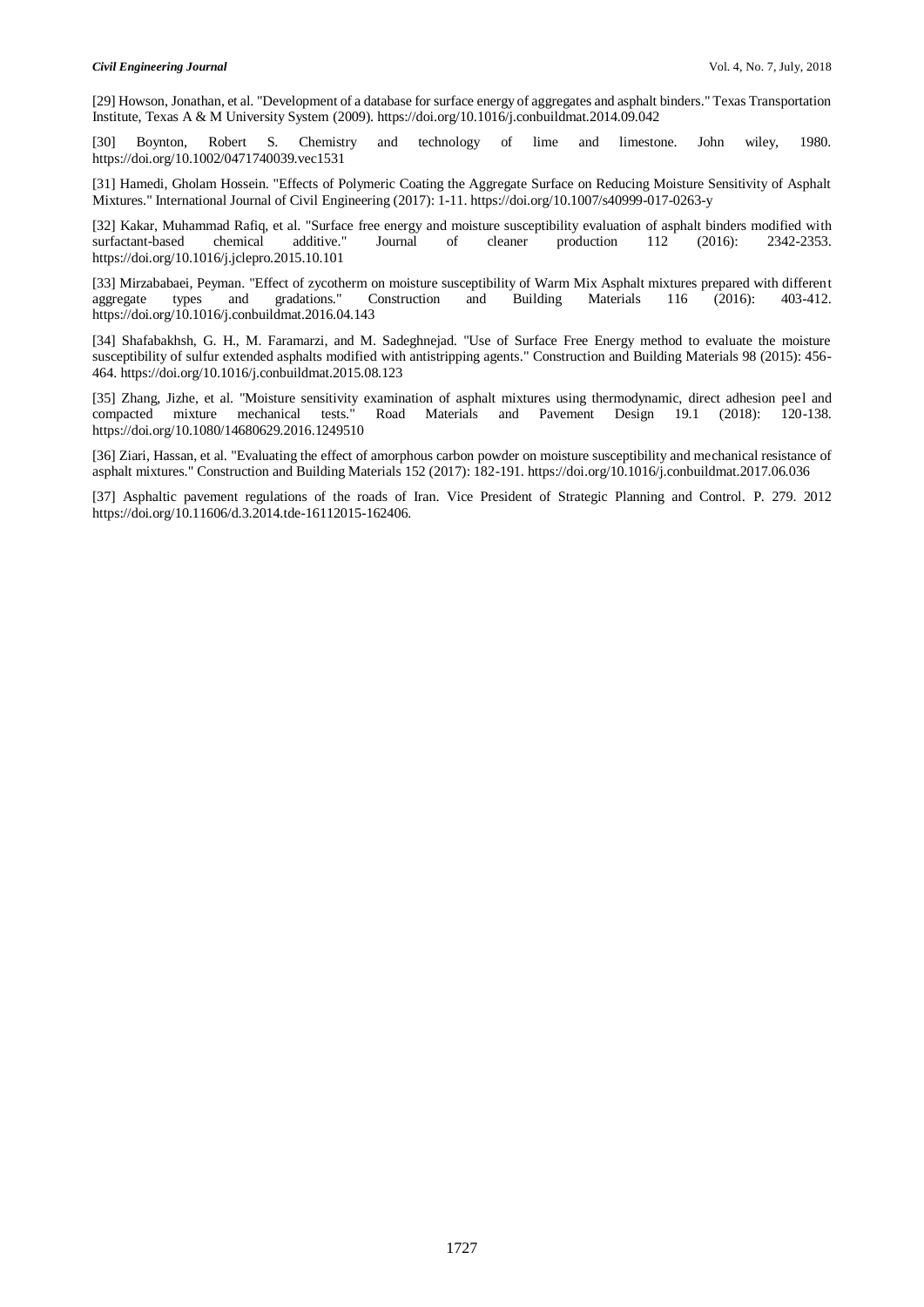[29] Howson, Jonathan, et al. "Development of a database for surface energy of aggregates and asphalt binders." Texas Transportation Institute, Texas A & M University System (2009). https://doi.org/10.1016/j.conbuildmat.2014.09.042

[30] Boynton, Robert S. Chemistry and technology of lime and limestone. John wiley, 1980. https://doi.org/10.1002/0471740039.vec1531

[31] Hamedi, Gholam Hossein. "Effects of Polymeric Coating the Aggregate Surface on Reducing Moisture Sensitivity of Asphalt Mixtures." International Journal of Civil Engineering (2017): 1-11. https://doi.org/10.1007/s40999-017-0263-y

[32] Kakar, Muhammad Rafiq, et al. "Surface free energy and moisture susceptibility evaluation of asphalt binders modified with surfactant-based chemical additive." Journal of cleaner production 112 (2016): 2342-2353. https://doi.org/10.1016/j.jclepro.2015.10.101

[33] Mirzababaei, Peyman. "Effect of zycotherm on moisture susceptibility of Warm Mix Asphalt mixtures prepared with different aggregate types and gradations." Construction and Building Materials 116 (2016): 403-412. https://doi.org/10.1016/j.conbuildmat.2016.04.143

[34] Shafabakhsh, G. H., M. Faramarzi, and M. Sadeghnejad. "Use of Surface Free Energy method to evaluate the moisture susceptibility of sulfur extended asphalts modified with antistripping agents." Construction and Building Materials 98 (2015): 456-464. https://doi.org/10.1016/j.conbuildmat.2015.08.123

[35] Zhang, Jizhe, et al. "Moisture sensitivity examination of asphalt mixtures using thermodynamic, direct adhesion peel and compacted mixture mechanical tests." Road Materials and Pavement Design 19.1 (2018): 120-138. https://doi.org/10.1080/14680629.2016.1249510

[36] Ziari, Hassan, et al. "Evaluating the effect of amorphous carbon powder on moisture susceptibility and mechanical resistance of asphalt mixtures." Construction and Building Materials 152 (2017): 182-191. https://doi.org/10.1016/j.conbuildmat.2017.06.036

[37] Asphaltic pavement regulations of the roads of Iran. Vice President of Strategic Planning and Control. P. 279. 2012 https://doi.org/10.11606/d.3.2014.tde-16112015-162406.